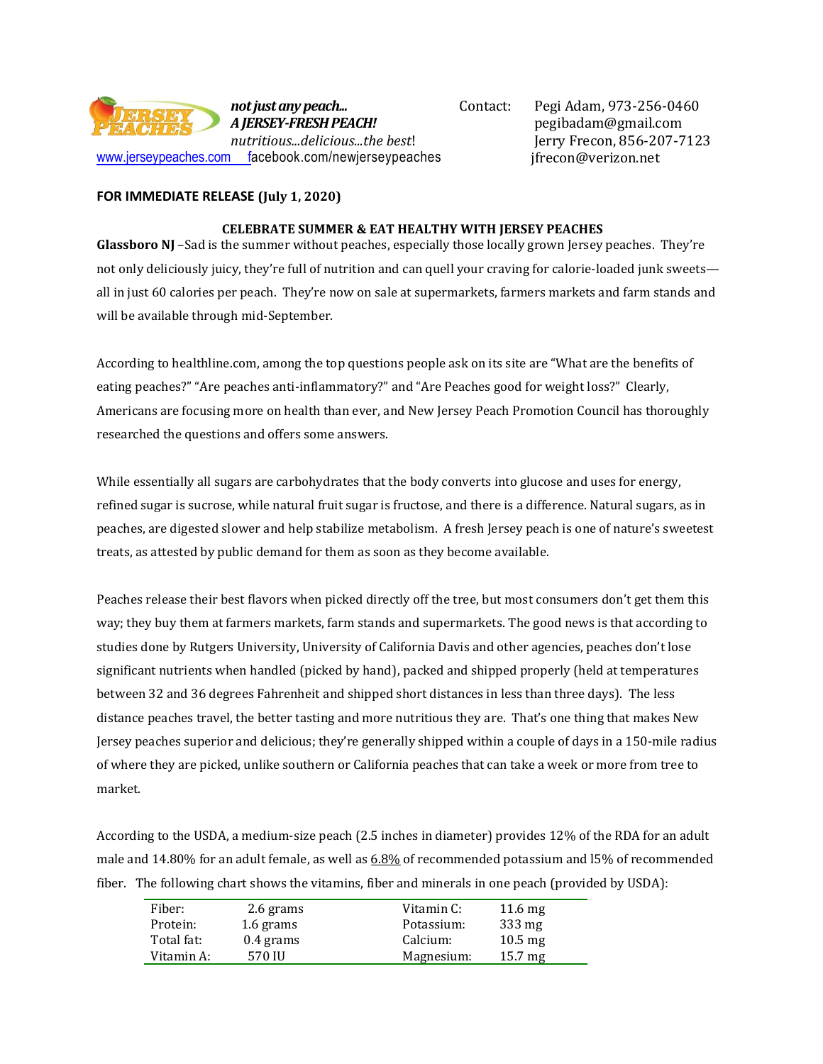**JERSEY PEACHES**

***not just any peach...***
***A JERSEY-FRESH PEACH!***
*nutritious...delicious...the best*!

www.jerseypeaches.com facebook.com/newjerseypeaches

Contact: Pegi Adam, 973-256-0460
pegibadam@gmail.com
Jerry Frecon, 856-207-7123
jfrecon@verizon.net

**FOR IMMEDIATE RELEASE (July 1, 2020)**

## CELEBRATE SUMMER & EAT HEALTHY WITH JERSEY PEACHES

**Glassboro NJ** –Sad is the summer without peaches, especially those locally grown Jersey peaches. They're not only deliciously juicy, they're full of nutrition and can quell your craving for calorie-loaded junk sweets—all in just 60 calories per peach. They're now on sale at supermarkets, farmers markets and farm stands and will be available through mid-September.

According to healthline.com, among the top questions people ask on its site are "What are the benefits of eating peaches?" "Are peaches anti-inflammatory?" and "Are Peaches good for weight loss?" Clearly, Americans are focusing more on health than ever, and New Jersey Peach Promotion Council has thoroughly researched the questions and offers some answers.

While essentially all sugars are carbohydrates that the body converts into glucose and uses for energy, refined sugar is sucrose, while natural fruit sugar is fructose, and there is a difference. Natural sugars, as in peaches, are digested slower and help stabilize metabolism. A fresh Jersey peach is one of nature's sweetest treats, as attested by public demand for them as soon as they become available.

Peaches release their best flavors when picked directly off the tree, but most consumers don't get them this way; they buy them at farmers markets, farm stands and supermarkets. The good news is that according to studies done by Rutgers University, University of California Davis and other agencies, peaches don't lose significant nutrients when handled (picked by hand), packed and shipped properly (held at temperatures between 32 and 36 degrees Fahrenheit and shipped short distances in less than three days). The less distance peaches travel, the better tasting and more nutritious they are. That's one thing that makes New Jersey peaches superior and delicious; they're generally shipped within a couple of days in a 150-mile radius of where they are picked, unlike southern or California peaches that can take a week or more from tree to market.

According to the USDA, a medium-size peach (2.5 inches in diameter) provides 12% of the RDA for an adult male and 14.80% for an adult female, as well as 6.8% of recommended potassium and l5% of recommended fiber. The following chart shows the vitamins, fiber and minerals in one peach (provided by USDA):

| | | | |
|---|---|---|---|
| Fiber: | 2.6 grams | Vitamin C: | 11.6 mg |
| Protein: | 1.6 grams | Potassium: | 333 mg |
| Total fat: | 0.4 grams | Calcium: | 10.5 mg |
| Vitamin A: | 570 IU | Magnesium: | 15.7 mg |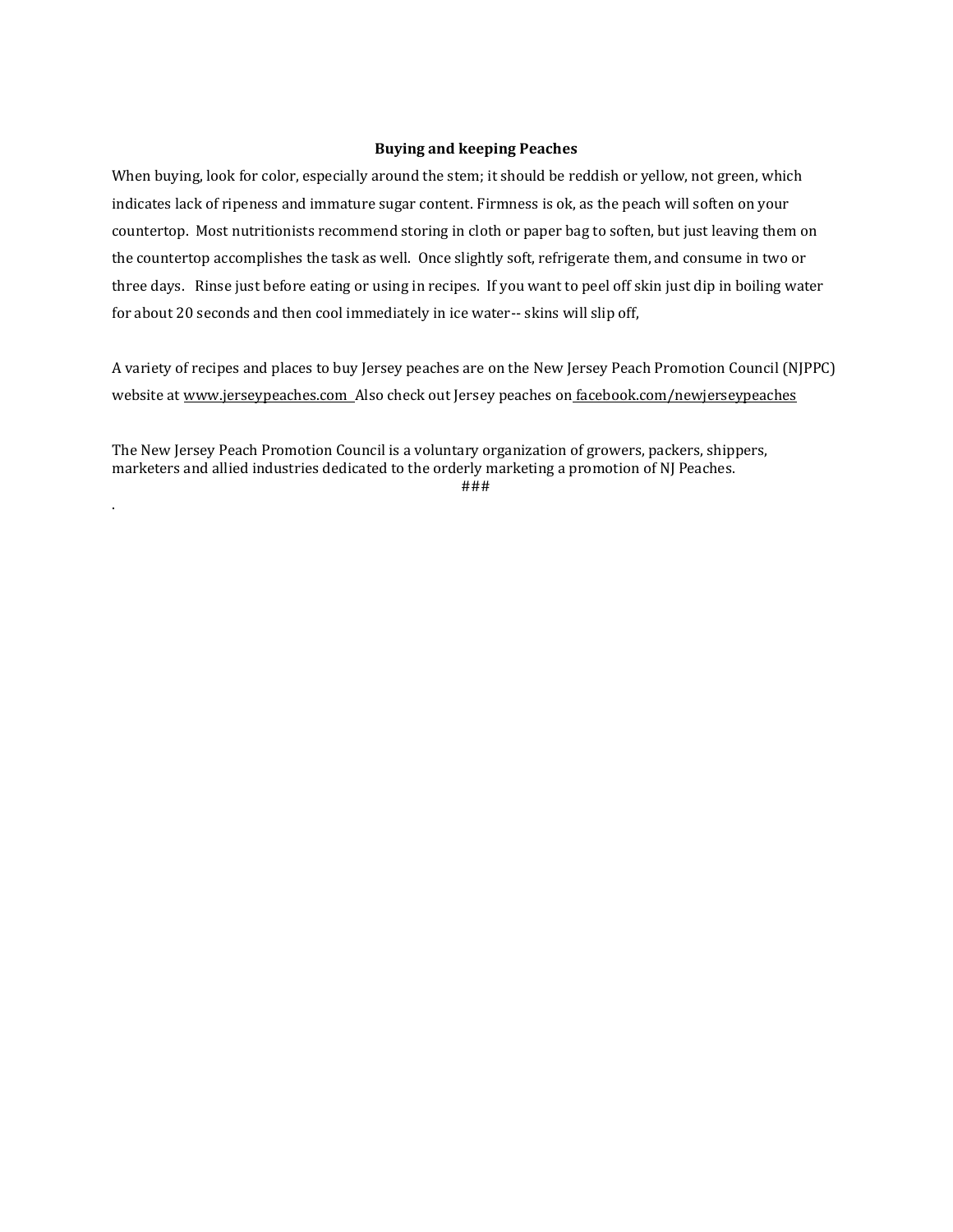**Buying and keeping Peaches**

When buying, look for color, especially around the stem; it should be reddish or yellow, not green, which indicates lack of ripeness and immature sugar content. Firmness is ok, as the peach will soften on your countertop. Most nutritionists recommend storing in cloth or paper bag to soften, but just leaving them on the countertop accomplishes the task as well. Once slightly soft, refrigerate them, and consume in two or three days. Rinse just before eating or using in recipes. If you want to peel off skin just dip in boiling water for about 20 seconds and then cool immediately in ice water-- skins will slip off,

A variety of recipes and places to buy Jersey peaches are on the New Jersey Peach Promotion Council (NJPPC) website at www.jerseypeaches.com Also check out Jersey peaches on facebook.com/newjerseypeaches

The New Jersey Peach Promotion Council is a voluntary organization of growers, packers, shippers, marketers and allied industries dedicated to the orderly marketing a promotion of NJ Peaches.

###

.